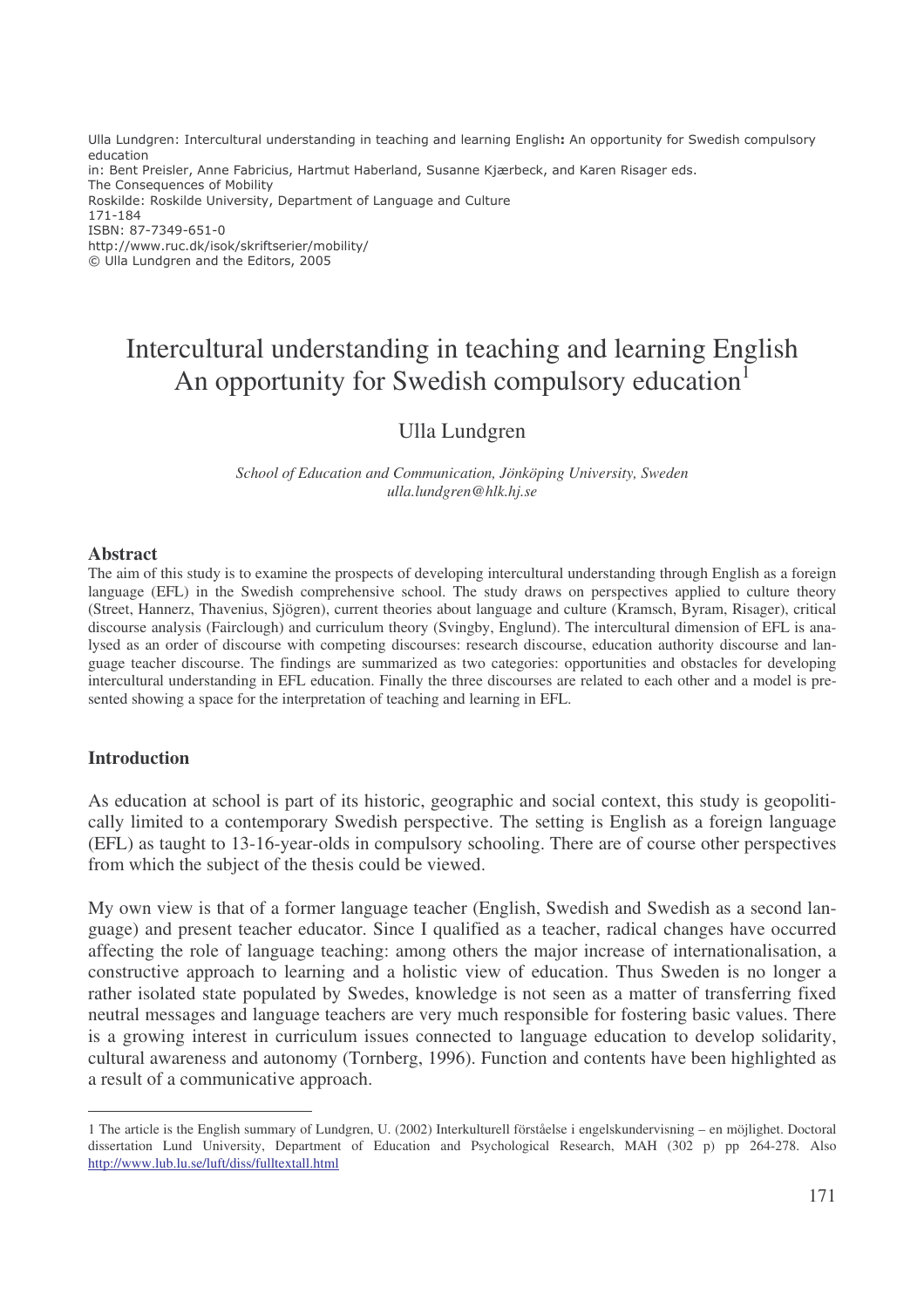Ulla Lundgren: Intercultural understanding in teaching and learning English: An opportunity for Swedish compulsory education
in: Bent Preisler, Anne Fabricius, Hartmut Haberland, Susanne Kjærbeck, and Karen Risager eds.
The Consequences of Mobility
Roskilde: Roskilde University, Department of Language and Culture
171-184
ISBN: 87-7349-651-0
http://www.ruc.dk/isok/skriftserier/mobility/
© Ulla Lundgren and the Editors, 2005

# Intercultural understanding in teaching and learning English An opportunity for Swedish compulsory education[1]

Ulla Lundgren

*School of Education and Communication, Jönköping University, Sweden*
*ulla.lundgren@hlk.hj.se*

## Abstract

The aim of this study is to examine the prospects of developing intercultural understanding through English as a foreign language (EFL) in the Swedish comprehensive school. The study draws on perspectives applied to culture theory (Street, Hannerz, Thavenius, Sjögren), current theories about language and culture (Kramsch, Byram, Risager), critical discourse analysis (Fairclough) and curriculum theory (Svingby, Englund). The intercultural dimension of EFL is analysed as an order of discourse with competing discourses: research discourse, education authority discourse and language teacher discourse. The findings are summarized as two categories: opportunities and obstacles for developing intercultural understanding in EFL education. Finally the three discourses are related to each other and a model is presented showing a space for the interpretation of teaching and learning in EFL.

## Introduction

As education at school is part of its historic, geographic and social context, this study is geopolitically limited to a contemporary Swedish perspective. The setting is English as a foreign language (EFL) as taught to 13-16-year-olds in compulsory schooling. There are of course other perspectives from which the subject of the thesis could be viewed.

My own view is that of a former language teacher (English, Swedish and Swedish as a second language) and present teacher educator. Since I qualified as a teacher, radical changes have occurred affecting the role of language teaching: among others the major increase of internationalisation, a constructive approach to learning and a holistic view of education. Thus Sweden is no longer a rather isolated state populated by Swedes, knowledge is not seen as a matter of transferring fixed neutral messages and language teachers are very much responsible for fostering basic values. There is a growing interest in curriculum issues connected to language education to develop solidarity, cultural awareness and autonomy (Tornberg, 1996). Function and contents have been highlighted as a result of a communicative approach.

---

[1] The article is the English summary of Lundgren, U. (2002) Interkulturell förståelse i engelskundervisning – en möjlighet. Doctoral dissertation Lund University, Department of Education and Psychological Research, MAH (302 p) pp 264-278. Also http://www.lub.lu.se/luft/diss/fulltextall.html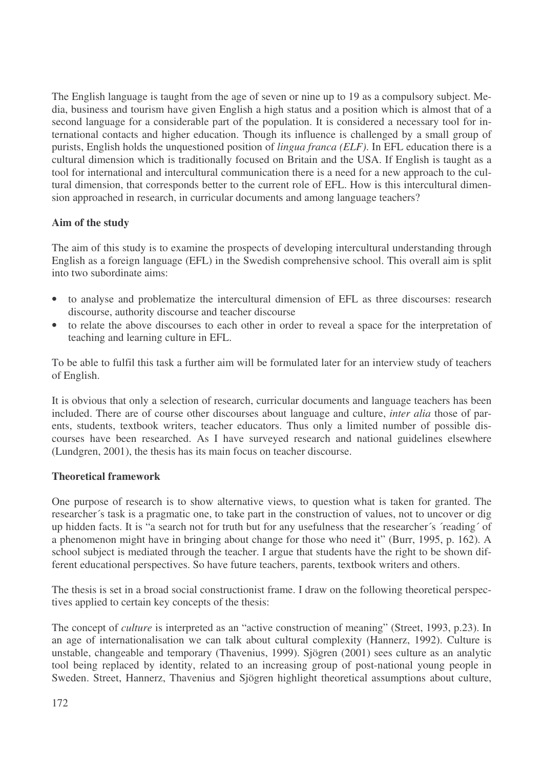The English language is taught from the age of seven or nine up to 19 as a compulsory subject. Media, business and tourism have given English a high status and a position which is almost that of a second language for a considerable part of the population. It is considered a necessary tool for international contacts and higher education. Though its influence is challenged by a small group of purists, English holds the unquestioned position of *lingua franca (ELF)*. In EFL education there is a cultural dimension which is traditionally focused on Britain and the USA. If English is taught as a tool for international and intercultural communication there is a need for a new approach to the cultural dimension, that corresponds better to the current role of EFL. How is this intercultural dimension approached in research, in curricular documents and among language teachers?

**Aim of the study**

The aim of this study is to examine the prospects of developing intercultural understanding through English as a foreign language (EFL) in the Swedish comprehensive school. This overall aim is split into two subordinate aims:

- to analyse and problematize the intercultural dimension of EFL as three discourses: research discourse, authority discourse and teacher discourse
- to relate the above discourses to each other in order to reveal a space for the interpretation of teaching and learning culture in EFL.

To be able to fulfil this task a further aim will be formulated later for an interview study of teachers of English.

It is obvious that only a selection of research, curricular documents and language teachers has been included. There are of course other discourses about language and culture, *inter alia* those of parents, students, textbook writers, teacher educators. Thus only a limited number of possible discourses have been researched. As I have surveyed research and national guidelines elsewhere (Lundgren, 2001), the thesis has its main focus on teacher discourse.

**Theoretical framework**

One purpose of research is to show alternative views, to question what is taken for granted. The researcher´s task is a pragmatic one, to take part in the construction of values, not to uncover or dig up hidden facts. It is "a search not for truth but for any usefulness that the researcher´s ´reading´ of a phenomenon might have in bringing about change for those who need it" (Burr, 1995, p. 162). A school subject is mediated through the teacher. I argue that students have the right to be shown different educational perspectives. So have future teachers, parents, textbook writers and others.

The thesis is set in a broad social constructionist frame. I draw on the following theoretical perspectives applied to certain key concepts of the thesis:

The concept of *culture* is interpreted as an "active construction of meaning" (Street, 1993, p.23). In an age of internationalisation we can talk about cultural complexity (Hannerz, 1992). Culture is unstable, changeable and temporary (Thavenius, 1999). Sjögren (2001) sees culture as an analytic tool being replaced by identity, related to an increasing group of post-national young people in Sweden. Street, Hannerz, Thavenius and Sjögren highlight theoretical assumptions about culture,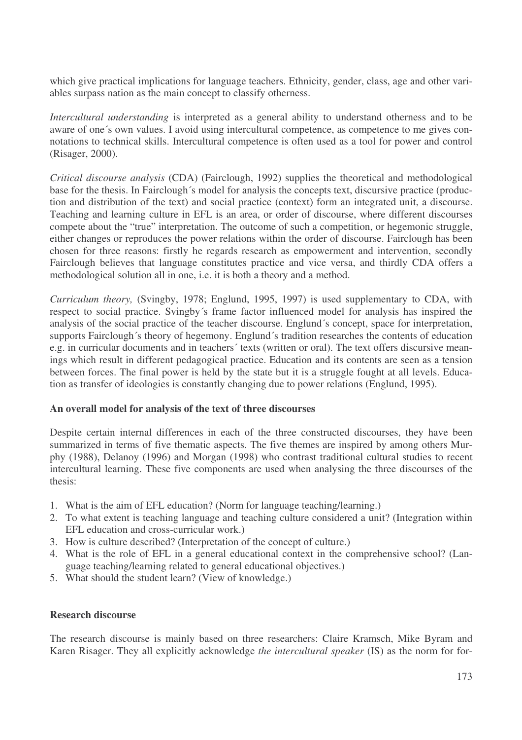which give practical implications for language teachers. Ethnicity, gender, class, age and other variables surpass nation as the main concept to classify otherness.

*Intercultural understanding* is interpreted as a general ability to understand otherness and to be aware of one´s own values. I avoid using intercultural competence, as competence to me gives connotations to technical skills. Intercultural competence is often used as a tool for power and control (Risager, 2000).

*Critical discourse analysis* (CDA) (Fairclough, 1992) supplies the theoretical and methodological base for the thesis. In Fairclough´s model for analysis the concepts text, discursive practice (production and distribution of the text) and social practice (context) form an integrated unit, a discourse. Teaching and learning culture in EFL is an area, or order of discourse, where different discourses compete about the "true" interpretation. The outcome of such a competition, or hegemonic struggle, either changes or reproduces the power relations within the order of discourse. Fairclough has been chosen for three reasons: firstly he regards research as empowerment and intervention, secondly Fairclough believes that language constitutes practice and vice versa, and thirdly CDA offers a methodological solution all in one, i.e. it is both a theory and a method.

*Curriculum theory,* (Svingby, 1978; Englund, 1995, 1997) is used supplementary to CDA, with respect to social practice. Svingby´s frame factor influenced model for analysis has inspired the analysis of the social practice of the teacher discourse. Englund´s concept, space for interpretation, supports Fairclough´s theory of hegemony. Englund´s tradition researches the contents of education e.g. in curricular documents and in teachers´ texts (written or oral). The text offers discursive meanings which result in different pedagogical practice. Education and its contents are seen as a tension between forces. The final power is held by the state but it is a struggle fought at all levels. Education as transfer of ideologies is constantly changing due to power relations (Englund, 1995).

**An overall model for analysis of the text of three discourses**

Despite certain internal differences in each of the three constructed discourses, they have been summarized in terms of five thematic aspects. The five themes are inspired by among others Murphy (1988), Delanoy (1996) and Morgan (1998) who contrast traditional cultural studies to recent intercultural learning. These five components are used when analysing the three discourses of the thesis:

1. What is the aim of EFL education? (Norm for language teaching/learning.)
2. To what extent is teaching language and teaching culture considered a unit? (Integration within EFL education and cross-curricular work.)
3. How is culture described? (Interpretation of the concept of culture.)
4. What is the role of EFL in a general educational context in the comprehensive school? (Language teaching/learning related to general educational objectives.)
5. What should the student learn? (View of knowledge.)

**Research discourse**

The research discourse is mainly based on three researchers: Claire Kramsch, Mike Byram and Karen Risager. They all explicitly acknowledge *the intercultural speaker* (IS) as the norm for for-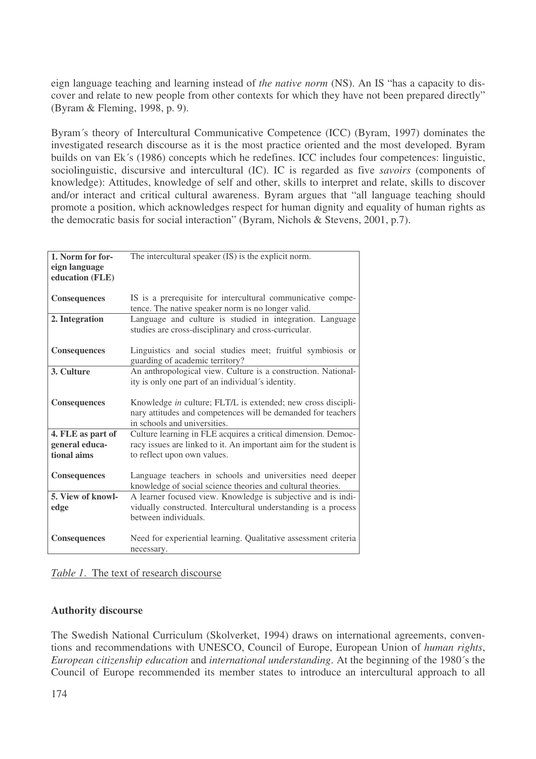eign language teaching and learning instead of *the native norm* (NS). An IS "has a capacity to discover and relate to new people from other contexts for which they have not been prepared directly" (Byram & Fleming, 1998, p. 9).

Byram´s theory of Intercultural Communicative Competence (ICC) (Byram, 1997) dominates the investigated research discourse as it is the most practice oriented and the most developed. Byram builds on van Ek´s (1986) concepts which he redefines. ICC includes four competences: linguistic, sociolinguistic, discursive and intercultural (IC). IC is regarded as five *savoirs* (components of knowledge): Attitudes, knowledge of self and other, skills to interpret and relate, skills to discover and/or interact and critical cultural awareness. Byram argues that "all language teaching should promote a position, which acknowledges respect for human dignity and equality of human rights as the democratic basis for social interaction" (Byram, Nichols & Stevens, 2001, p.7).

| | |
|---|---|
| **1. Norm for foreign language education (FLE)** | The intercultural speaker (IS) is the explicit norm. |
| **Consequences** | IS is a prerequisite for intercultural communicative competence. The native speaker norm is no longer valid. |
| **2. Integration** | Language and culture is studied in integration. Language studies are cross-disciplinary and cross-curricular. |
| **Consequences** | Linguistics and social studies meet; fruitful symbiosis or guarding of academic territory? |
| **3. Culture** | An anthropological view. Culture is a construction. Nationality is only one part of an individual´s identity. |
| **Consequences** | Knowledge *in* culture; FLT/L is extended; new cross disciplinary attitudes and competences will be demanded for teachers in schools and universities. |
| **4. FLE as part of general educational aims** | Culture learning in FLE acquires a critical dimension. Democracy issues are linked to it. An important aim for the student is to reflect upon own values. |
| **Consequences** | Language teachers in schools and universities need deeper knowledge of social science theories and cultural theories. |
| **5. View of knowledge** | A learner focused view. Knowledge is subjective and is individually constructed. Intercultural understanding is a process between individuals. |
| **Consequences** | Need for experiential learning. Qualitative assessment criteria necessary. |

*Table 1.* The text of research discourse

**Authority discourse**

The Swedish National Curriculum (Skolverket, 1994) draws on international agreements, conventions and recommendations with UNESCO, Council of Europe, European Union of *human rights*, *European citizenship education* and *international understanding*. At the beginning of the 1980´s the Council of Europe recommended its member states to introduce an intercultural approach to all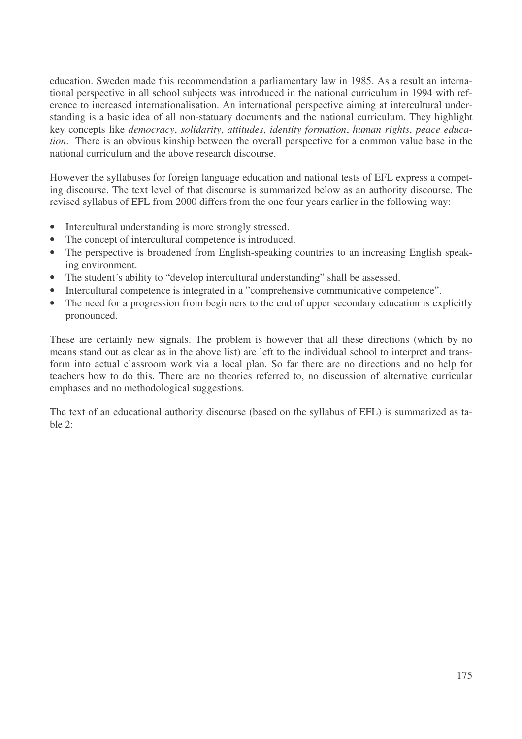education. Sweden made this recommendation a parliamentary law in 1985. As a result an international perspective in all school subjects was introduced in the national curriculum in 1994 with reference to increased internationalisation. An international perspective aiming at intercultural understanding is a basic idea of all non-statuary documents and the national curriculum. They highlight key concepts like *democracy*, *solidarity*, *attitudes*, *identity formation*, *human rights*, *peace education*. There is an obvious kinship between the overall perspective for a common value base in the national curriculum and the above research discourse.

However the syllabuses for foreign language education and national tests of EFL express a competing discourse. The text level of that discourse is summarized below as an authority discourse. The revised syllabus of EFL from 2000 differs from the one four years earlier in the following way:

- Intercultural understanding is more strongly stressed.
- The concept of intercultural competence is introduced.
- The perspective is broadened from English-speaking countries to an increasing English speaking environment.
- The student´s ability to "develop intercultural understanding" shall be assessed.
- Intercultural competence is integrated in a "comprehensive communicative competence".
- The need for a progression from beginners to the end of upper secondary education is explicitly pronounced.

These are certainly new signals. The problem is however that all these directions (which by no means stand out as clear as in the above list) are left to the individual school to interpret and transform into actual classroom work via a local plan. So far there are no directions and no help for teachers how to do this. There are no theories referred to, no discussion of alternative curricular emphases and no methodological suggestions.

The text of an educational authority discourse (based on the syllabus of EFL) is summarized as table 2: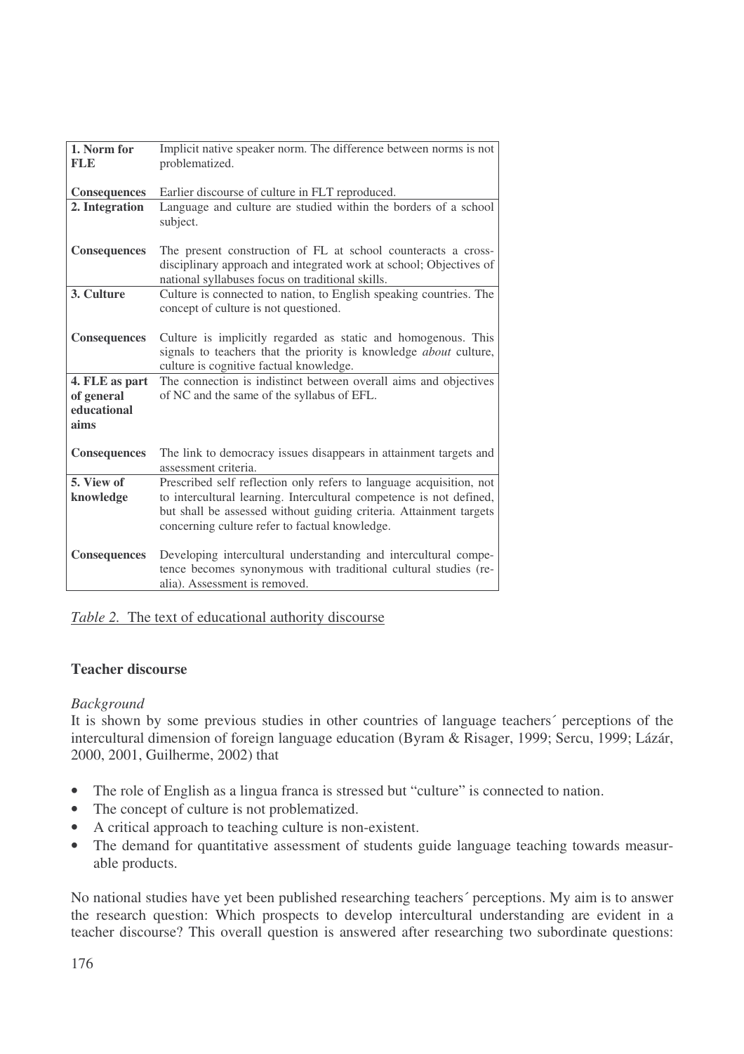| | |
|---|---|
| **1. Norm for FLE** | Implicit native speaker norm. The difference between norms is not problematized. |
| **Consequences** | Earlier discourse of culture in FLT reproduced. |
| **2. Integration** | Language and culture are studied within the borders of a school subject. |
| **Consequences** | The present construction of FL at school counteracts a cross-disciplinary approach and integrated work at school; Objectives of national syllabuses focus on traditional skills. |
| **3. Culture** | Culture is connected to nation, to English speaking countries. The concept of culture is not questioned. |
| **Consequences** | Culture is implicitly regarded as static and homogenous. This signals to teachers that the priority is knowledge *about* culture, culture is cognitive factual knowledge. |
| **4. FLE as part of general educational aims** | The connection is indistinct between overall aims and objectives of NC and the same of the syllabus of EFL. |
| **Consequences** | The link to democracy issues disappears in attainment targets and assessment criteria. |
| **5. View of knowledge** | Prescribed self reflection only refers to language acquisition, not to intercultural learning. Intercultural competence is not defined, but shall be assessed without guiding criteria. Attainment targets concerning culture refer to factual knowledge. |
| **Consequences** | Developing intercultural understanding and intercultural competence becomes synonymous with traditional cultural studies (realia). Assessment is removed. |

*Table 2.* The text of educational authority discourse

## Teacher discourse

*Background*

It is shown by some previous studies in other countries of language teachers´ perceptions of the intercultural dimension of foreign language education (Byram & Risager, 1999; Sercu, 1999; Lázár, 2000, 2001, Guilherme, 2002) that

- The role of English as a lingua franca is stressed but "culture" is connected to nation.
- The concept of culture is not problematized.
- A critical approach to teaching culture is non-existent.
- The demand for quantitative assessment of students guide language teaching towards measurable products.

No national studies have yet been published researching teachers´ perceptions. My aim is to answer the research question: Which prospects to develop intercultural understanding are evident in a teacher discourse? This overall question is answered after researching two subordinate questions: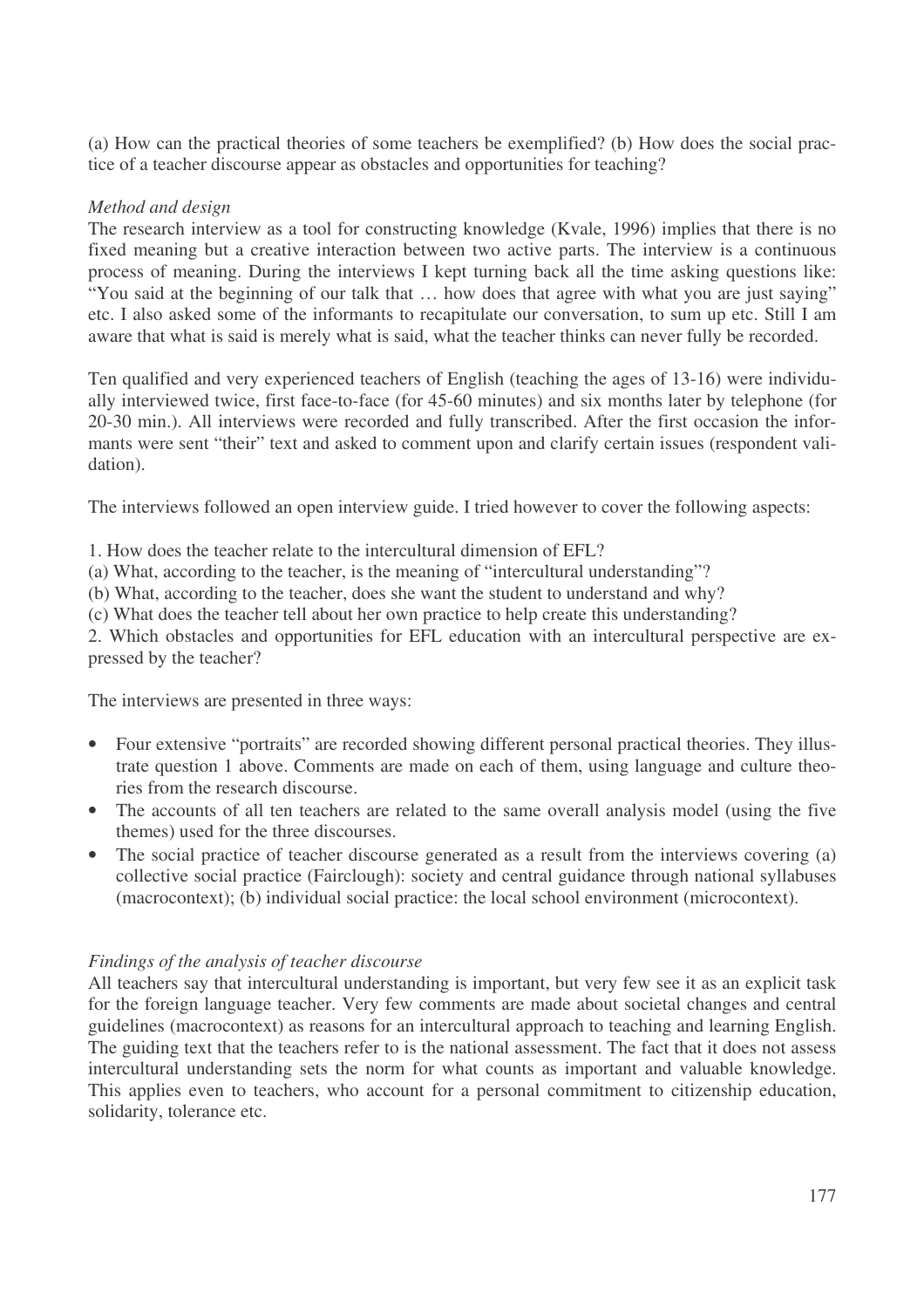(a) How can the practical theories of some teachers be exemplified? (b) How does the social practice of a teacher discourse appear as obstacles and opportunities for teaching?

*Method and design*

The research interview as a tool for constructing knowledge (Kvale, 1996) implies that there is no fixed meaning but a creative interaction between two active parts. The interview is a continuous process of meaning. During the interviews I kept turning back all the time asking questions like: "You said at the beginning of our talk that … how does that agree with what you are just saying" etc. I also asked some of the informants to recapitulate our conversation, to sum up etc. Still I am aware that what is said is merely what is said, what the teacher thinks can never fully be recorded.

Ten qualified and very experienced teachers of English (teaching the ages of 13-16) were individually interviewed twice, first face-to-face (for 45-60 minutes) and six months later by telephone (for 20-30 min.). All interviews were recorded and fully transcribed. After the first occasion the informants were sent "their" text and asked to comment upon and clarify certain issues (respondent validation).

The interviews followed an open interview guide. I tried however to cover the following aspects:

1. How does the teacher relate to the intercultural dimension of EFL?
(a) What, according to the teacher, is the meaning of "intercultural understanding"?
(b) What, according to the teacher, does she want the student to understand and why?
(c) What does the teacher tell about her own practice to help create this understanding?
2. Which obstacles and opportunities for EFL education with an intercultural perspective are expressed by the teacher?

The interviews are presented in three ways:

- Four extensive "portraits" are recorded showing different personal practical theories. They illustrate question 1 above. Comments are made on each of them, using language and culture theories from the research discourse.
- The accounts of all ten teachers are related to the same overall analysis model (using the five themes) used for the three discourses.
- The social practice of teacher discourse generated as a result from the interviews covering (a) collective social practice (Fairclough): society and central guidance through national syllabuses (macrocontext); (b) individual social practice: the local school environment (microcontext).

*Findings of the analysis of teacher discourse*

All teachers say that intercultural understanding is important, but very few see it as an explicit task for the foreign language teacher. Very few comments are made about societal changes and central guidelines (macrocontext) as reasons for an intercultural approach to teaching and learning English. The guiding text that the teachers refer to is the national assessment. The fact that it does not assess intercultural understanding sets the norm for what counts as important and valuable knowledge. This applies even to teachers, who account for a personal commitment to citizenship education, solidarity, tolerance etc.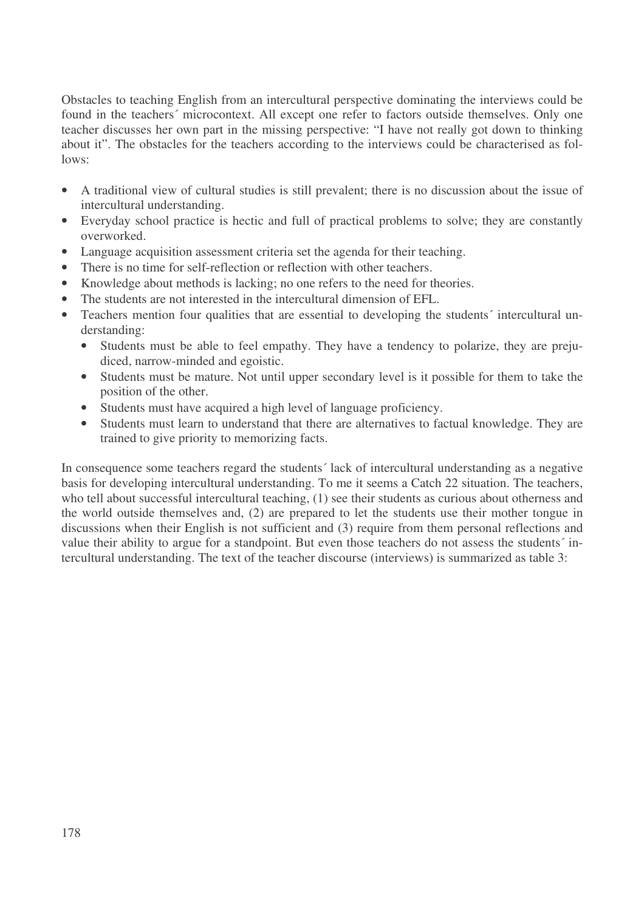Obstacles to teaching English from an intercultural perspective dominating the interviews could be found in the teachers´ microcontext. All except one refer to factors outside themselves. Only one teacher discusses her own part in the missing perspective: "I have not really got down to thinking about it". The obstacles for the teachers according to the interviews could be characterised as follows:

- A traditional view of cultural studies is still prevalent; there is no discussion about the issue of intercultural understanding.
- Everyday school practice is hectic and full of practical problems to solve; they are constantly overworked.
- Language acquisition assessment criteria set the agenda for their teaching.
- There is no time for self-reflection or reflection with other teachers.
- Knowledge about methods is lacking; no one refers to the need for theories.
- The students are not interested in the intercultural dimension of EFL.
- Teachers mention four qualities that are essential to developing the students´ intercultural understanding:
  - Students must be able to feel empathy. They have a tendency to polarize, they are prejudiced, narrow-minded and egoistic.
  - Students must be mature. Not until upper secondary level is it possible for them to take the position of the other.
  - Students must have acquired a high level of language proficiency.
  - Students must learn to understand that there are alternatives to factual knowledge. They are trained to give priority to memorizing facts.

In consequence some teachers regard the students´ lack of intercultural understanding as a negative basis for developing intercultural understanding. To me it seems a Catch 22 situation. The teachers, who tell about successful intercultural teaching, (1) see their students as curious about otherness and the world outside themselves and, (2) are prepared to let the students use their mother tongue in discussions when their English is not sufficient and (3) require from them personal reflections and value their ability to argue for a standpoint. But even those teachers do not assess the students´ intercultural understanding. The text of the teacher discourse (interviews) is summarized as table 3: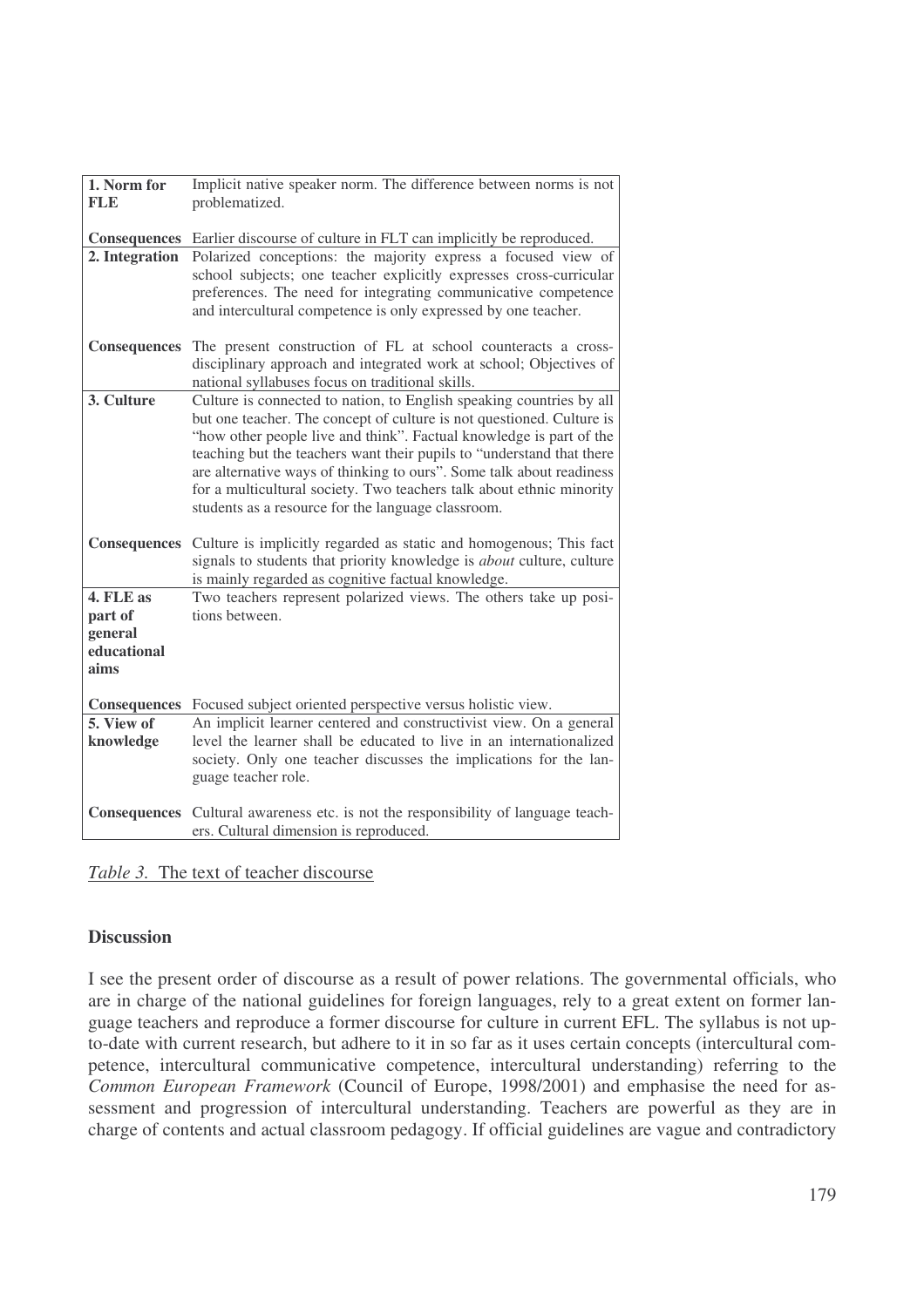| | |
|---|---|
| **1. Norm for FLE** | Implicit native speaker norm. The difference between norms is not problematized. |
| **Consequences** | Earlier discourse of culture in FLT can implicitly be reproduced. |
| **2. Integration** | Polarized conceptions: the majority express a focused view of school subjects; one teacher explicitly expresses cross-curricular preferences. The need for integrating communicative competence and intercultural competence is only expressed by one teacher. |
| **Consequences** | The present construction of FL at school counteracts a cross-disciplinary approach and integrated work at school; Objectives of national syllabuses focus on traditional skills. |
| **3. Culture** | Culture is connected to nation, to English speaking countries by all but one teacher. The concept of culture is not questioned. Culture is "how other people live and think". Factual knowledge is part of the teaching but the teachers want their pupils to "understand that there are alternative ways of thinking to ours". Some talk about readiness for a multicultural society. Two teachers talk about ethnic minority students as a resource for the language classroom. |
| **Consequences** | Culture is implicitly regarded as static and homogenous; This fact signals to students that priority knowledge is *about* culture, culture is mainly regarded as cognitive factual knowledge. |
| **4. FLE as part of general educational aims** | Two teachers represent polarized views. The others take up positions between. |
| **Consequences** | Focused subject oriented perspective versus holistic view. |
| **5. View of knowledge** | An implicit learner centered and constructivist view. On a general level the learner shall be educated to live in an internationalized society. Only one teacher discusses the implications for the language teacher role. |
| **Consequences** | Cultural awareness etc. is not the responsibility of language teachers. Cultural dimension is reproduced. |

*Table 3.* The text of teacher discourse

### Discussion

I see the present order of discourse as a result of power relations. The governmental officials, who are in charge of the national guidelines for foreign languages, rely to a great extent on former language teachers and reproduce a former discourse for culture in current EFL. The syllabus is not up-to-date with current research, but adhere to it in so far as it uses certain concepts (intercultural competence, intercultural communicative competence, intercultural understanding) referring to the *Common European Framework* (Council of Europe, 1998/2001) and emphasise the need for assessment and progression of intercultural understanding. Teachers are powerful as they are in charge of contents and actual classroom pedagogy. If official guidelines are vague and contradictory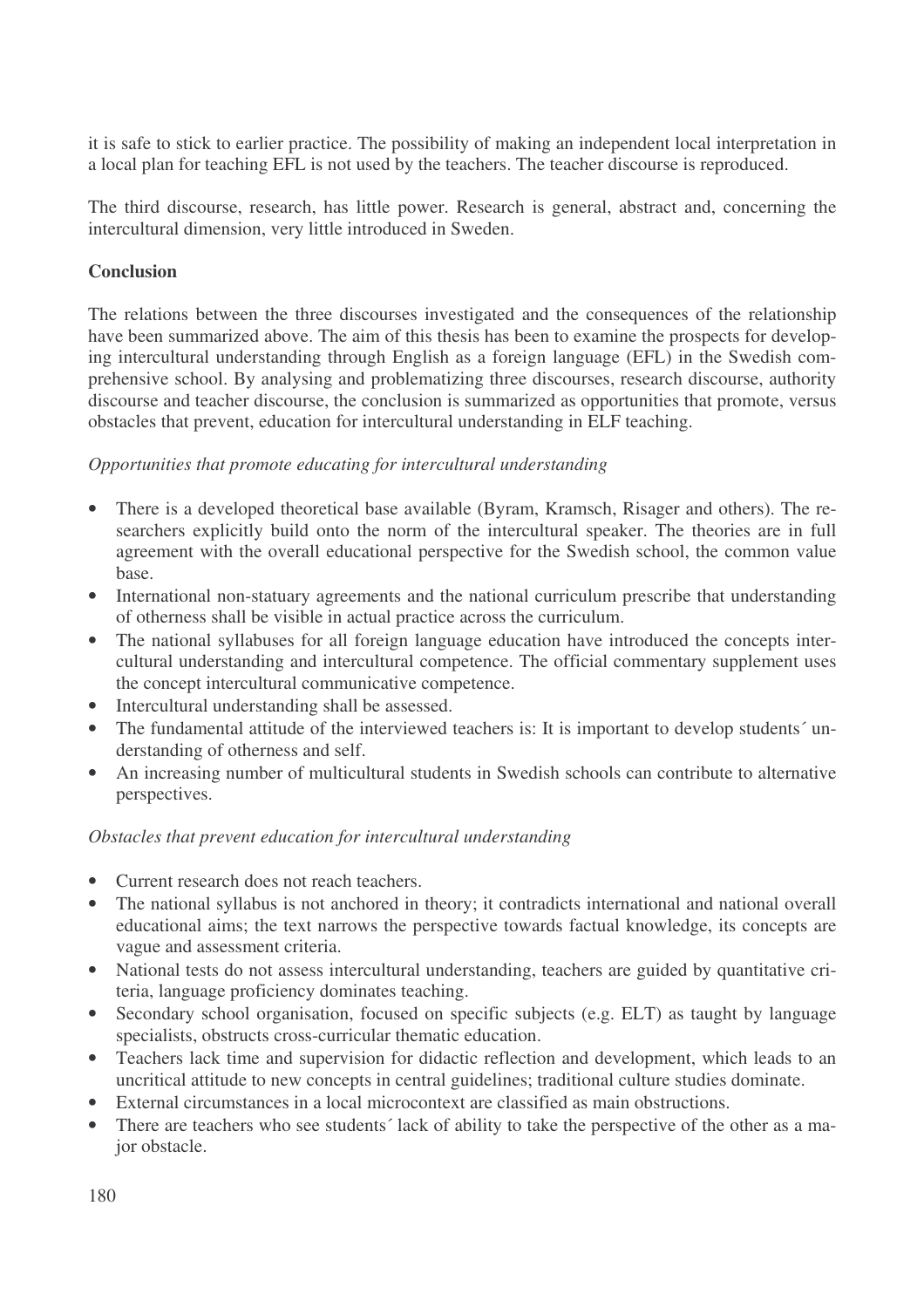it is safe to stick to earlier practice. The possibility of making an independent local interpretation in a local plan for teaching EFL is not used by the teachers. The teacher discourse is reproduced.

The third discourse, research, has little power. Research is general, abstract and, concerning the intercultural dimension, very little introduced in Sweden.

**Conclusion**

The relations between the three discourses investigated and the consequences of the relationship have been summarized above. The aim of this thesis has been to examine the prospects for developing intercultural understanding through English as a foreign language (EFL) in the Swedish comprehensive school. By analysing and problematizing three discourses, research discourse, authority discourse and teacher discourse, the conclusion is summarized as opportunities that promote, versus obstacles that prevent, education for intercultural understanding in ELF teaching.

*Opportunities that promote educating for intercultural understanding*

- There is a developed theoretical base available (Byram, Kramsch, Risager and others). The researchers explicitly build onto the norm of the intercultural speaker. The theories are in full agreement with the overall educational perspective for the Swedish school, the common value base.
- International non-statuary agreements and the national curriculum prescribe that understanding of otherness shall be visible in actual practice across the curriculum.
- The national syllabuses for all foreign language education have introduced the concepts intercultural understanding and intercultural competence. The official commentary supplement uses the concept intercultural communicative competence.
- Intercultural understanding shall be assessed.
- The fundamental attitude of the interviewed teachers is: It is important to develop students´ understanding of otherness and self.
- An increasing number of multicultural students in Swedish schools can contribute to alternative perspectives.

*Obstacles that prevent education for intercultural understanding*

- Current research does not reach teachers.
- The national syllabus is not anchored in theory; it contradicts international and national overall educational aims; the text narrows the perspective towards factual knowledge, its concepts are vague and assessment criteria.
- National tests do not assess intercultural understanding, teachers are guided by quantitative criteria, language proficiency dominates teaching.
- Secondary school organisation, focused on specific subjects (e.g. ELT) as taught by language specialists, obstructs cross-curricular thematic education.
- Teachers lack time and supervision for didactic reflection and development, which leads to an uncritical attitude to new concepts in central guidelines; traditional culture studies dominate.
- External circumstances in a local microcontext are classified as main obstructions.
- There are teachers who see students´ lack of ability to take the perspective of the other as a major obstacle.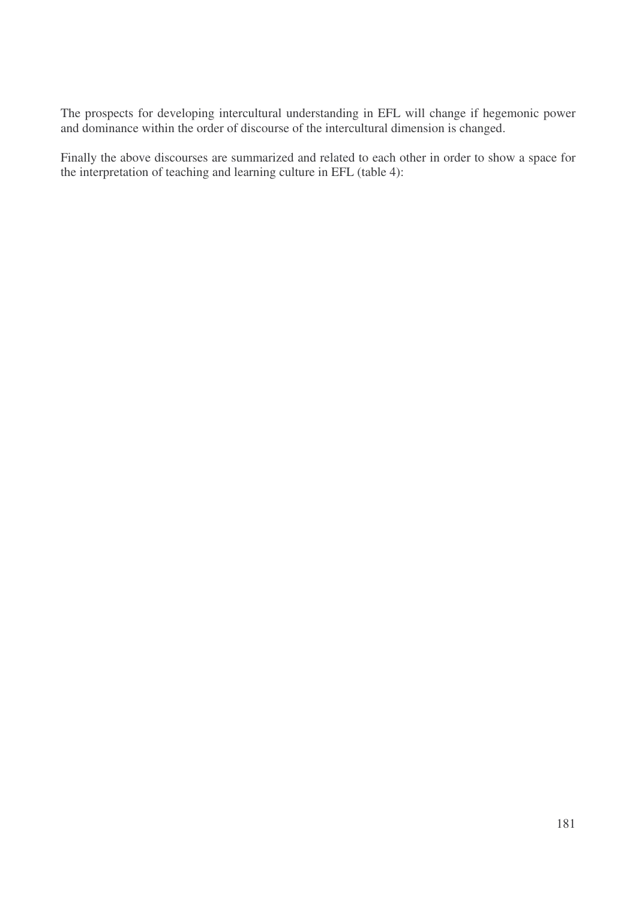The prospects for developing intercultural understanding in EFL will change if hegemonic power and dominance within the order of discourse of the intercultural dimension is changed.

Finally the above discourses are summarized and related to each other in order to show a space for the interpretation of teaching and learning culture in EFL (table 4):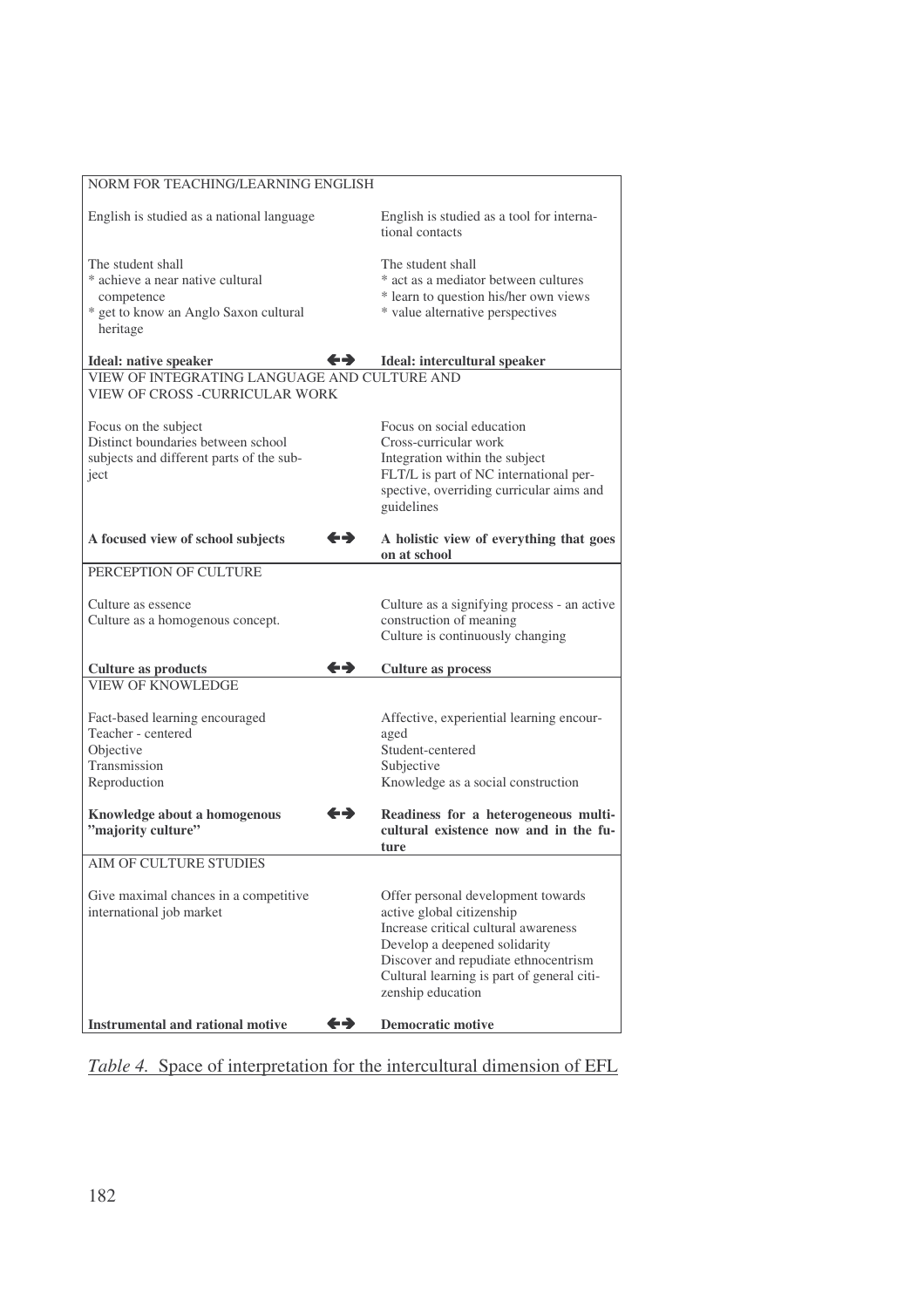| NORM FOR TEACHING/LEARNING ENGLISH | | |
|---|---|---|
| English is studied as a national language | | English is studied as a tool for international contacts |
| The student shall<br>* achieve a near native cultural competence<br>* get to know an Anglo Saxon cultural heritage | | The student shall<br>* act as a mediator between cultures<br>* learn to question his/her own views<br>* value alternative perspectives |
| **Ideal: native speaker** | ↔ | **Ideal: intercultural speaker** |
| VIEW OF INTEGRATING LANGUAGE AND CULTURE AND VIEW OF CROSS -CURRICULAR WORK | | |
| Focus on the subject<br>Distinct boundaries between school subjects and different parts of the subject | | Focus on social education<br>Cross-curricular work<br>Integration within the subject<br>FLT/L is part of NC international perspective, overriding curricular aims and guidelines |
| **A focused view of school subjects** | ↔ | **A holistic view of everything that goes on at school** |
| PERCEPTION OF CULTURE | | |
| Culture as essence<br>Culture as a homogenous concept. | | Culture as a signifying process - an active construction of meaning<br>Culture is continuously changing |
| **Culture as products** | ↔ | **Culture as process** |
| VIEW OF KNOWLEDGE | | |
| Fact-based learning encouraged<br>Teacher - centered<br>Objective<br>Transmission<br>Reproduction | | Affective, experiential learning encouraged<br>Student-centered<br>Subjective<br>Knowledge as a social construction |
| **Knowledge about a homogenous "majority culture"** | ↔ | **Readiness for a heterogeneous multicultural existence now and in the future** |
| AIM OF CULTURE STUDIES | | |
| Give maximal chances in a competitive international job market | | Offer personal development towards active global citizenship<br>Increase critical cultural awareness<br>Develop a deepened solidarity<br>Discover and repudiate ethnocentrism<br>Cultural learning is part of general citizenship education |
| **Instrumental and rational motive** | ↔ | **Democratic motive** |

*Table 4.* Space of interpretation for the intercultural dimension of EFL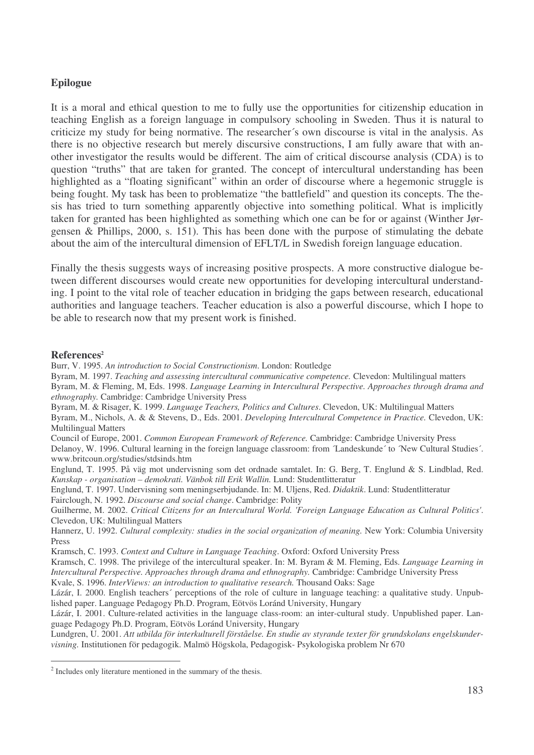**Epilogue**

It is a moral and ethical question to me to fully use the opportunities for citizenship education in teaching English as a foreign language in compulsory schooling in Sweden. Thus it is natural to criticize my study for being normative. The researcher´s own discourse is vital in the analysis. As there is no objective research but merely discursive constructions, I am fully aware that with another investigator the results would be different. The aim of critical discourse analysis (CDA) is to question "truths" that are taken for granted. The concept of intercultural understanding has been highlighted as a "floating significant" within an order of discourse where a hegemonic struggle is being fought. My task has been to problematize "the battlefield" and question its concepts. The thesis has tried to turn something apparently objective into something political. What is implicitly taken for granted has been highlighted as something which one can be for or against (Winther Jørgensen & Phillips, 2000, s. 151). This has been done with the purpose of stimulating the debate about the aim of the intercultural dimension of EFLT/L in Swedish foreign language education.

Finally the thesis suggests ways of increasing positive prospects. A more constructive dialogue between different discourses would create new opportunities for developing intercultural understanding. I point to the vital role of teacher education in bridging the gaps between research, educational authorities and language teachers. Teacher education is also a powerful discourse, which I hope to be able to research now that my present work is finished.

**References**[2]

Burr, V. 1995. *An introduction to Social Constructionism*. London: Routledge

Byram, M. 1997. *Teaching and assessing intercultural communicative competence.* Clevedon: Multilingual matters

Byram, M. & Fleming, M, Eds. 1998. *Language Learning in Intercultural Perspective. Approaches through drama and ethnography.* Cambridge: Cambridge University Press

Byram, M. & Risager, K. 1999. *Language Teachers, Politics and Cultures*. Clevedon, UK: Multilingual Matters

Byram, M., Nichols, A. & & Stevens, D., Eds. 2001. *Developing Intercultural Competence in Practice.* Clevedon, UK: Multilingual Matters

Council of Europe, 2001. *Common European Framework of Reference.* Cambridge: Cambridge University Press

Delanoy, W. 1996. Cultural learning in the foreign language classroom: from ´Landeskunde´ to ´New Cultural Studies´. www.britcoun.org/studies/stdsinds.htm

Englund, T. 1995. På väg mot undervisning som det ordnade samtalet. In: G. Berg, T. Englund & S. Lindblad, Red. *Kunskap - organisation – demokrati. Vänbok till Erik Wallin.* Lund: Studentlitteratur

Englund, T. 1997. Undervisning som meningserbjudande. In: M. Uljens, Red. *Didaktik*. Lund: Studentlitteratur

Fairclough, N. 1992. *Discourse and social change*. Cambridge: Polity

Guilherme, M. 2002. *Critical Citizens for an Intercultural World. 'Foreign Language Education as Cultural Politics'.* Clevedon, UK: Multilingual Matters

Hannerz, U. 1992. *Cultural complexity: studies in the social organization of meaning.* New York: Columbia University Press

Kramsch, C. 1993. *Context and Culture in Language Teaching*. Oxford: Oxford University Press

Kramsch, C. 1998. The privilege of the intercultural speaker. In: M. Byram & M. Fleming, Eds. *Language Learning in Intercultural Perspective. Approaches through drama and ethnography.* Cambridge: Cambridge University Press

Kvale, S. 1996. *InterViews: an introduction to qualitative research.* Thousand Oaks: Sage

Lázár, I. 2000. English teachers´ perceptions of the role of culture in language teaching: a qualitative study. Unpublished paper. Language Pedagogy Ph.D. Program, Eötvös Loránd University, Hungary

Lázár, I. 2001. Culture-related activities in the language class-room: an inter-cultural study. Unpublished paper. Language Pedagogy Ph.D. Program, Eötvös Loránd University, Hungary

Lundgren, U. 2001. *Att utbilda för interkulturell förståelse. En studie av styrande texter för grundskolans engelskundervisning.* Institutionen för pedagogik. Malmö Högskola, Pedagogisk- Psykologiska problem Nr 670

[2] Includes only literature mentioned in the summary of the thesis.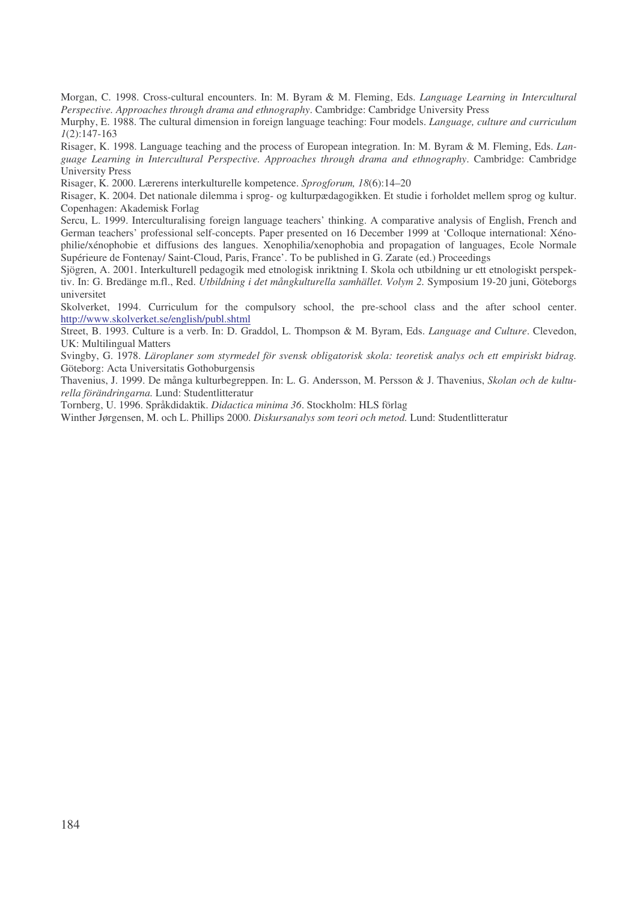Morgan, C. 1998. Cross-cultural encounters. In: M. Byram & M. Fleming, Eds. *Language Learning in Intercultural Perspective. Approaches through drama and ethnography*. Cambridge: Cambridge University Press

Murphy, E. 1988. The cultural dimension in foreign language teaching: Four models. *Language, culture and curriculum 1*(2):147-163

Risager, K. 1998. Language teaching and the process of European integration. In: M. Byram & M. Fleming, Eds. *Language Learning in Intercultural Perspective. Approaches through drama and ethnography*. Cambridge: Cambridge University Press

Risager, K. 2000. Lærerens interkulturelle kompetence. *Sprogforum, 18*(6):14–20

Risager, K. 2004. Det nationale dilemma i sprog- og kulturpædagogikken. Et studie i forholdet mellem sprog og kultur. Copenhagen: Akademisk Forlag

Sercu, L. 1999. Interculturalising foreign language teachers' thinking. A comparative analysis of English, French and German teachers' professional self-concepts. Paper presented on 16 December 1999 at 'Colloque international: Xénophilie/xénophobie et diffusions des langues. Xenophilia/xenophobia and propagation of languages, Ecole Normale Supérieure de Fontenay/ Saint-Cloud, Paris, France'. To be published in G. Zarate (ed.) Proceedings

Sjögren, A. 2001. Interkulturell pedagogik med etnologisk inriktning I. Skola och utbildning ur ett etnologiskt perspektiv. In: G. Bredänge m.fl., Red. *Utbildning i det mångkulturella samhället. Volym 2.* Symposium 19-20 juni, Göteborgs universitet

Skolverket, 1994. Curriculum for the compulsory school, the pre-school class and the after school center. http://www.skolverket.se/english/publ.shtml

Street, B. 1993. Culture is a verb. In: D. Graddol, L. Thompson & M. Byram, Eds. *Language and Culture*. Clevedon, UK: Multilingual Matters

Svingby, G. 1978. *Läroplaner som styrmedel för svensk obligatorisk skola: teoretisk analys och ett empiriskt bidrag.* Göteborg: Acta Universitatis Gothoburgensis

Thavenius, J. 1999. De många kulturbegreppen. In: L. G. Andersson, M. Persson & J. Thavenius, *Skolan och de kulturella förändringarna.* Lund: Studentlitteratur

Tornberg, U. 1996. Språkdidaktik. *Didactica minima 36*. Stockholm: HLS förlag

Winther Jørgensen, M. och L. Phillips 2000. *Diskursanalys som teori och metod.* Lund: Studentlitteratur